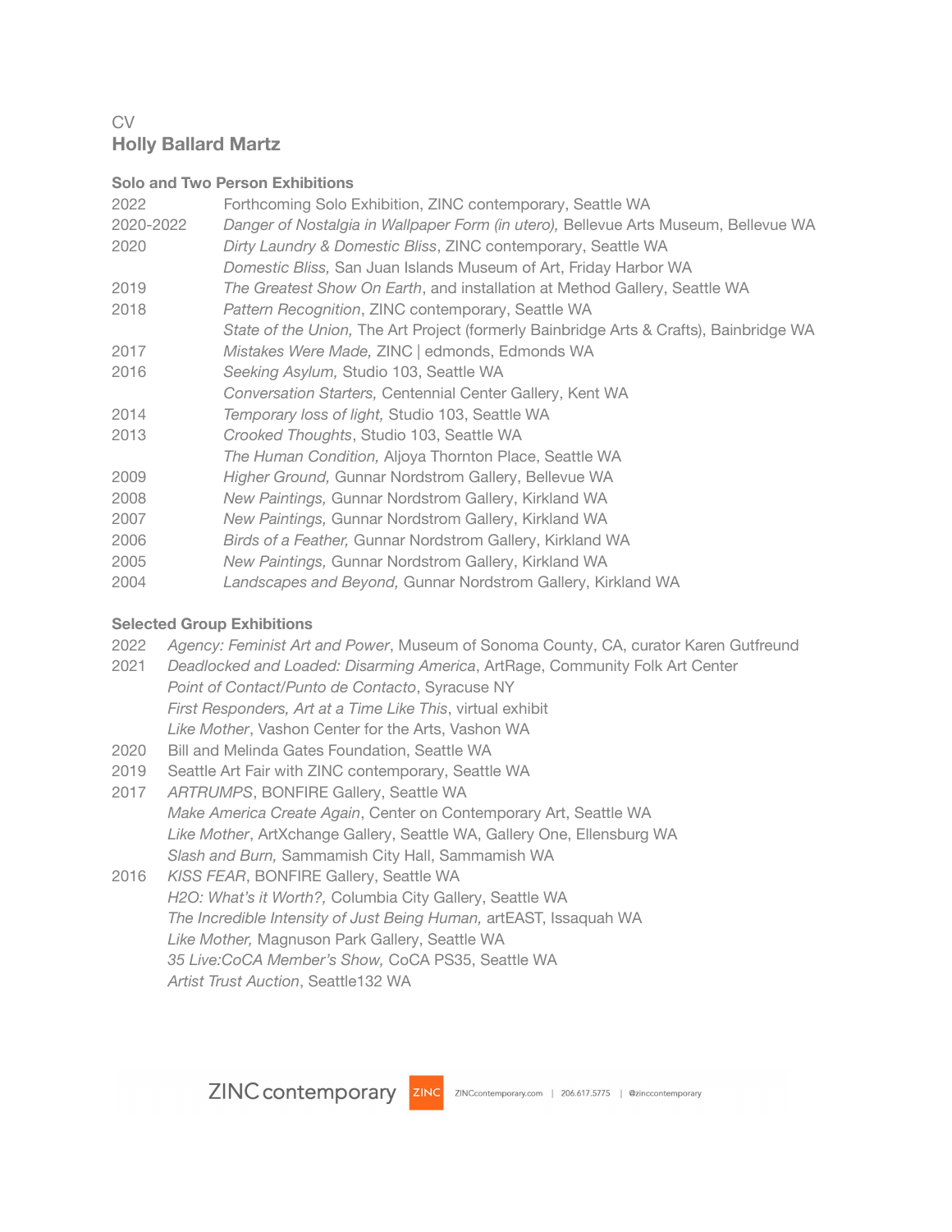CV

# Holly Ballard Martz

## Solo and Two Person Exhibitions

2022 Forthcoming Solo Exhibition, ZINC contemporary, Seattle WA

2020-2022 *Danger of Nostalgia in Wallpaper Form (in utero),* Bellevue Arts Museum, Bellevue WA

2020 *Dirty Laundry & Domestic Bliss*, ZINC contemporary, Seattle WA

*Domestic Bliss,* San Juan Islands Museum of Art, Friday Harbor WA

2019 *The Greatest Show On Earth*, and installation at Method Gallery, Seattle WA

2018 *Pattern Recognition*, ZINC contemporary, Seattle WA

*State of the Union,* The Art Project (formerly Bainbridge Arts & Crafts), Bainbridge WA

2017 *Mistakes Were Made,* ZINC | edmonds, Edmonds WA

2016 *Seeking Asylum,* Studio 103, Seattle WA

*Conversation Starters,* Centennial Center Gallery, Kent WA

2014 *Temporary loss of light,* Studio 103, Seattle WA

2013 *Crooked Thoughts*, Studio 103, Seattle WA

*The Human Condition,* Aljoya Thornton Place, Seattle WA

2009 *Higher Ground,* Gunnar Nordstrom Gallery, Bellevue WA

2008 *New Paintings,* Gunnar Nordstrom Gallery, Kirkland WA

2007 *New Paintings,* Gunnar Nordstrom Gallery, Kirkland WA

2006 *Birds of a Feather,* Gunnar Nordstrom Gallery, Kirkland WA

2005 *New Paintings,* Gunnar Nordstrom Gallery, Kirkland WA

2004 *Landscapes and Beyond,* Gunnar Nordstrom Gallery, Kirkland WA

## Selected Group Exhibitions

2022 *Agency: Feminist Art and Power*, Museum of Sonoma County, CA, curator Karen Gutfreund

2021 *Deadlocked and Loaded: Disarming America*, ArtRage, Community Folk Art Center

*Point of Contact/Punto de Contacto*, Syracuse NY

*First Responders, Art at a Time Like This*, virtual exhibit

*Like Mother*, Vashon Center for the Arts, Vashon WA

2020 Bill and Melinda Gates Foundation, Seattle WA

2019 Seattle Art Fair with ZINC contemporary, Seattle WA

2017 *ARTRUMPS*, BONFIRE Gallery, Seattle WA

*Make America Create Again*, Center on Contemporary Art, Seattle WA

*Like Mother*, ArtXchange Gallery, Seattle WA, Gallery One, Ellensburg WA

*Slash and Burn,* Sammamish City Hall, Sammamish WA

2016 *KISS FEAR*, BONFIRE Gallery, Seattle WA

*H2O: What's it Worth?,* Columbia City Gallery, Seattle WA

*The Incredible Intensity of Just Being Human,* artEAST, Issaquah WA

*Like Mother,* Magnuson Park Gallery, Seattle WA

*35 Live:CoCA Member's Show,* CoCA PS35, Seattle WA

*Artist Trust Auction*, Seattle132 WA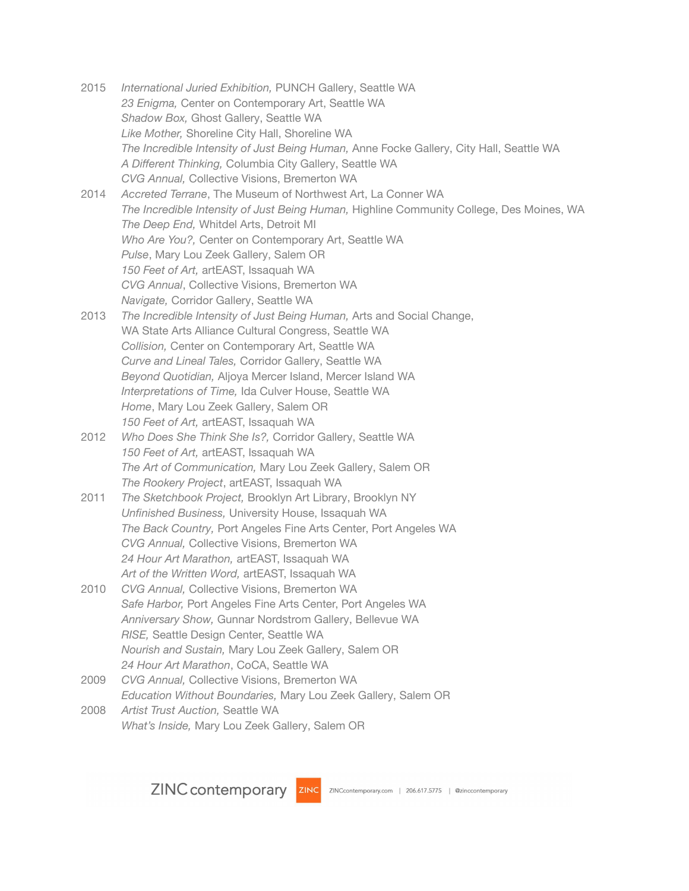2015 *International Juried Exhibition,* PUNCH Gallery, Seattle WA
*23 Enigma,* Center on Contemporary Art, Seattle WA
*Shadow Box,* Ghost Gallery, Seattle WA
*Like Mother,* Shoreline City Hall, Shoreline WA
*The Incredible Intensity of Just Being Human,* Anne Focke Gallery, City Hall, Seattle WA
*A Different Thinking,* Columbia City Gallery, Seattle WA
*CVG Annual,* Collective Visions, Bremerton WA

2014 *Accreted Terrane*, The Museum of Northwest Art, La Conner WA
*The Incredible Intensity of Just Being Human,* Highline Community College, Des Moines, WA
*The Deep End,* Whitdel Arts, Detroit MI
*Who Are You?,* Center on Contemporary Art, Seattle WA
*Pulse*, Mary Lou Zeek Gallery, Salem OR
*150 Feet of Art,* artEAST, Issaquah WA
*CVG Annual*, Collective Visions, Bremerton WA
*Navigate,* Corridor Gallery, Seattle WA

2013 *The Incredible Intensity of Just Being Human,* Arts and Social Change, WA State Arts Alliance Cultural Congress, Seattle WA
*Collision,* Center on Contemporary Art, Seattle WA
*Curve and Lineal Tales,* Corridor Gallery, Seattle WA
*Beyond Quotidian,* Aljoya Mercer Island, Mercer Island WA
*Interpretations of Time,* Ida Culver House, Seattle WA
*Home*, Mary Lou Zeek Gallery, Salem OR
*150 Feet of Art,* artEAST, Issaquah WA

2012 *Who Does She Think She Is?,* Corridor Gallery, Seattle WA
*150 Feet of Art,* artEAST, Issaquah WA
*The Art of Communication,* Mary Lou Zeek Gallery, Salem OR
*The Rookery Project*, artEAST, Issaquah WA

2011 *The Sketchbook Project,* Brooklyn Art Library, Brooklyn NY
*Unfinished Business,* University House, Issaquah WA
*The Back Country,* Port Angeles Fine Arts Center, Port Angeles WA
*CVG Annual,* Collective Visions, Bremerton WA
*24 Hour Art Marathon,* artEAST, Issaquah WA
*Art of the Written Word,* artEAST, Issaquah WA

2010 *CVG Annual,* Collective Visions, Bremerton WA
*Safe Harbor,* Port Angeles Fine Arts Center, Port Angeles WA
*Anniversary Show,* Gunnar Nordstrom Gallery, Bellevue WA
*RISE,* Seattle Design Center, Seattle WA
*Nourish and Sustain,* Mary Lou Zeek Gallery, Salem OR
*24 Hour Art Marathon*, CoCA, Seattle WA

2009 *CVG Annual,* Collective Visions, Bremerton WA
*Education Without Boundaries,* Mary Lou Zeek Gallery, Salem OR

2008 *Artist Trust Auction,* Seattle WA
*What's Inside,* Mary Lou Zeek Gallery, Salem OR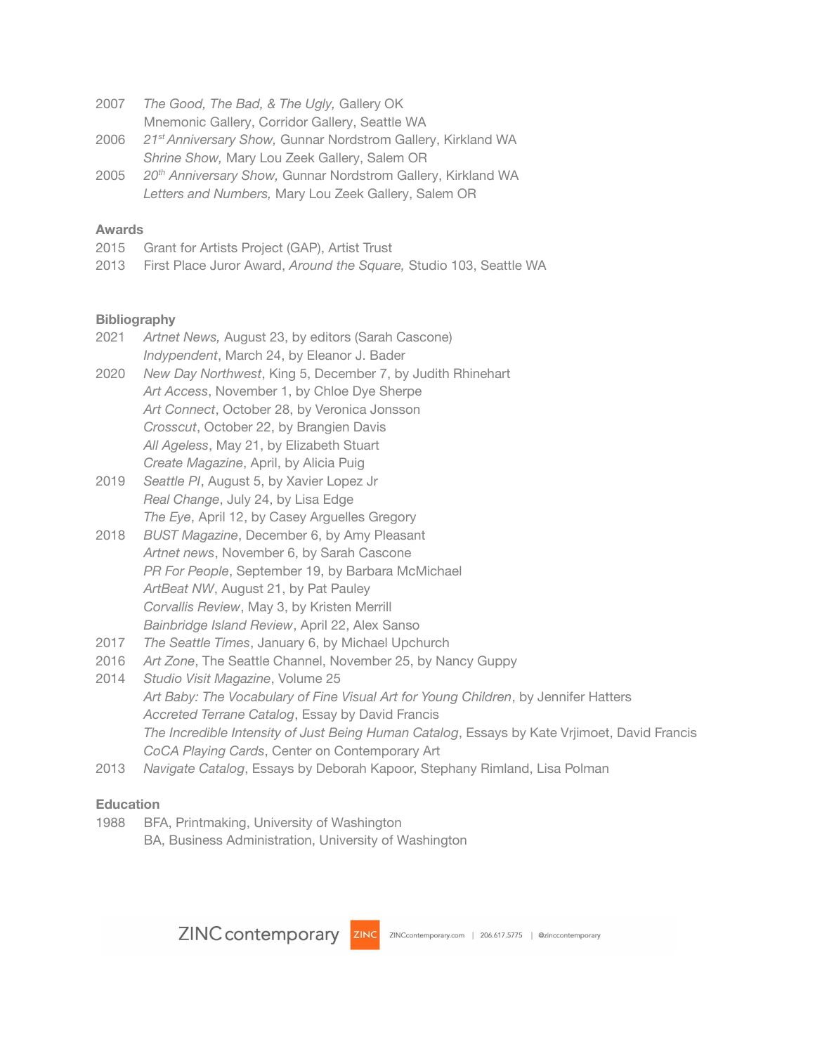2007 *The Good, The Bad, & The Ugly,* Gallery OK
Mnemonic Gallery, Corridor Gallery, Seattle WA

2006 *21st Anniversary Show,* Gunnar Nordstrom Gallery, Kirkland WA
*Shrine Show,* Mary Lou Zeek Gallery, Salem OR

2005 *20th Anniversary Show,* Gunnar Nordstrom Gallery, Kirkland WA
*Letters and Numbers,* Mary Lou Zeek Gallery, Salem OR

**Awards**

2015 Grant for Artists Project (GAP), Artist Trust

2013 First Place Juror Award, *Around the Square,* Studio 103, Seattle WA

**Bibliography**

2021 *Artnet News,* August 23, by editors (Sarah Cascone)
*Indypendent*, March 24, by Eleanor J. Bader

2020 *New Day Northwest*, King 5, December 7, by Judith Rhinehart
*Art Access*, November 1, by Chloe Dye Sherpe
*Art Connect*, October 28, by Veronica Jonsson
*Crosscut*, October 22, by Brangien Davis
*All Ageless*, May 21, by Elizabeth Stuart
*Create Magazine*, April, by Alicia Puig

2019 *Seattle PI*, August 5, by Xavier Lopez Jr
*Real Change*, July 24, by Lisa Edge
*The Eye*, April 12, by Casey Arguelles Gregory

2018 *BUST Magazine*, December 6, by Amy Pleasant
*Artnet news*, November 6, by Sarah Cascone
*PR For People*, September 19, by Barbara McMichael
*ArtBeat NW*, August 21, by Pat Pauley
*Corvallis Review*, May 3, by Kristen Merrill
*Bainbridge Island Review*, April 22, Alex Sanso

2017 *The Seattle Times*, January 6, by Michael Upchurch

2016 *Art Zone*, The Seattle Channel, November 25, by Nancy Guppy

2014 *Studio Visit Magazine*, Volume 25
*Art Baby: The Vocabulary of Fine Visual Art for Young Children*, by Jennifer Hatters
*Accreted Terrane Catalog*, Essay by David Francis
*The Incredible Intensity of Just Being Human Catalog*, Essays by Kate Vrjimoet, David Francis
*CoCA Playing Cards*, Center on Contemporary Art

2013 *Navigate Catalog*, Essays by Deborah Kapoor, Stephany Rimland, Lisa Polman

**Education**

1988 BFA, Printmaking, University of Washington
BA, Business Administration, University of Washington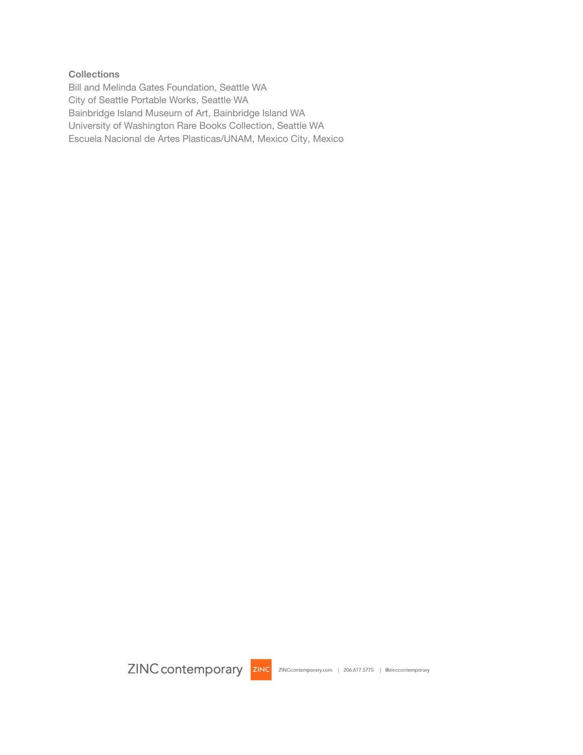**Collections**

Bill and Melinda Gates Foundation, Seattle WA
City of Seattle Portable Works, Seattle WA
Bainbridge Island Museum of Art, Bainbridge Island WA
University of Washington Rare Books Collection, Seattle WA
Escuela Nacional de Artes Plasticas/UNAM, Mexico City, Mexico